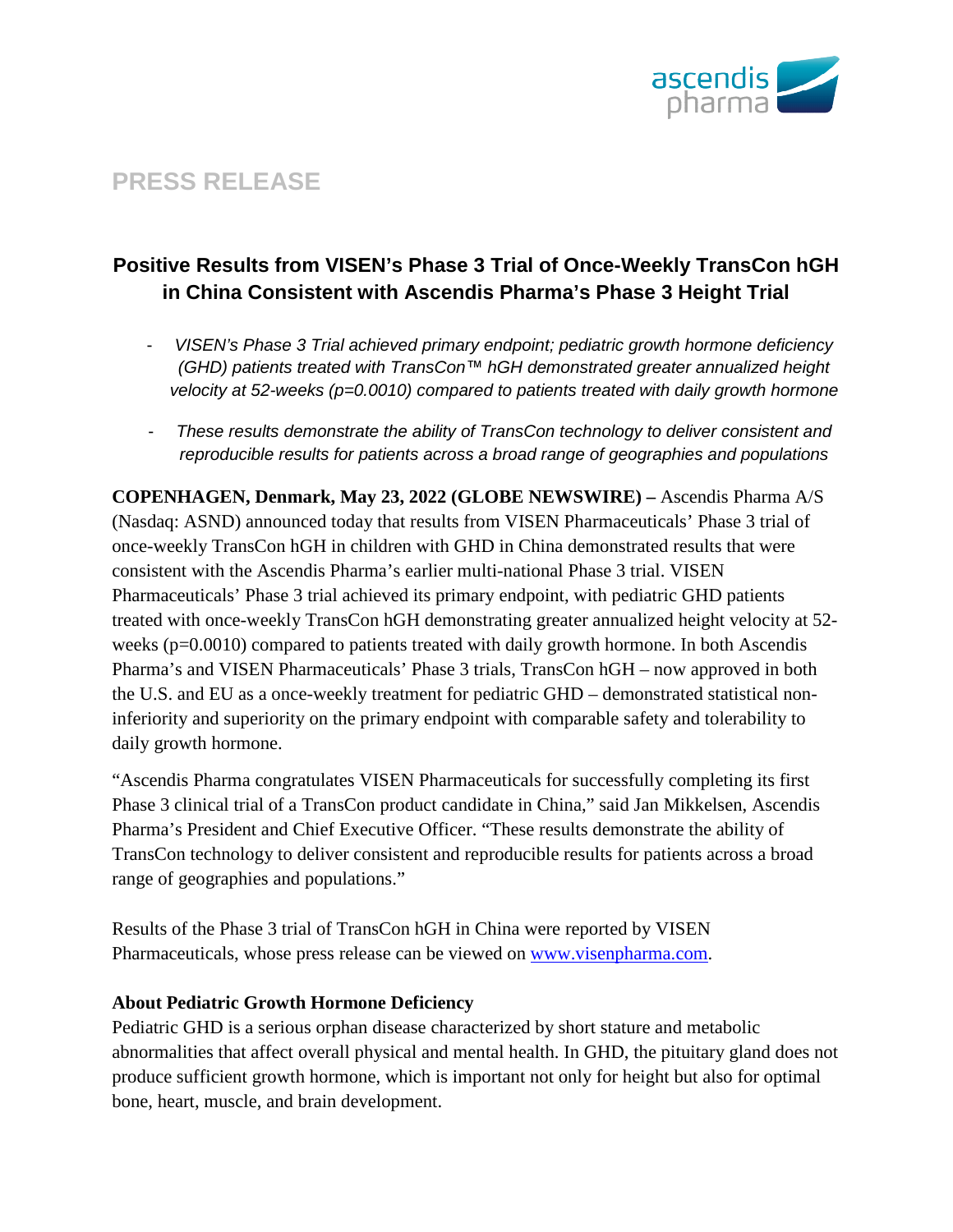# PRESS RELEASE

## Positive Results from VISEN's Phase 3 Trial of Once-Weekly TransCon hGH in China Consistent with Ascendis Pharma's Phase 3 Height Trial

- *VISEN's Phase 3 Trial achieved primary endpoint; pediatric growth hormone deficiency (GHD) patients treated with TransCon™ hGH demonstrated greater annualized height velocity at 52-weeks (p=0.0010) compared to patients treated with daily growth hormone*
- *These results demonstrate the ability of TransCon technology to deliver consistent and reproducible results for patients across a broad range of geographies and populations*

**COPENHAGEN, Denmark, May 23, 2022 (GLOBE NEWSWIRE) –** Ascendis Pharma A/S (Nasdaq: ASND) announced today that results from VISEN Pharmaceuticals' Phase 3 trial of once-weekly TransCon hGH in children with GHD in China demonstrated results that were consistent with the Ascendis Pharma's earlier multi-national Phase 3 trial. VISEN Pharmaceuticals' Phase 3 trial achieved its primary endpoint, with pediatric GHD patients treated with once-weekly TransCon hGH demonstrating greater annualized height velocity at 52-weeks (p=0.0010) compared to patients treated with daily growth hormone. In both Ascendis Pharma's and VISEN Pharmaceuticals' Phase 3 trials, TransCon hGH – now approved in both the U.S. and EU as a once-weekly treatment for pediatric GHD – demonstrated statistical non-inferiority and superiority on the primary endpoint with comparable safety and tolerability to daily growth hormone.

"Ascendis Pharma congratulates VISEN Pharmaceuticals for successfully completing its first Phase 3 clinical trial of a TransCon product candidate in China," said Jan Mikkelsen, Ascendis Pharma's President and Chief Executive Officer. "These results demonstrate the ability of TransCon technology to deliver consistent and reproducible results for patients across a broad range of geographies and populations."

Results of the Phase 3 trial of TransCon hGH in China were reported by VISEN Pharmaceuticals, whose press release can be viewed on [www.visenpharma.com](http://www.visenpharma.com).

**About Pediatric Growth Hormone Deficiency**

Pediatric GHD is a serious orphan disease characterized by short stature and metabolic abnormalities that affect overall physical and mental health. In GHD, the pituitary gland does not produce sufficient growth hormone, which is important not only for height but also for optimal bone, heart, muscle, and brain development.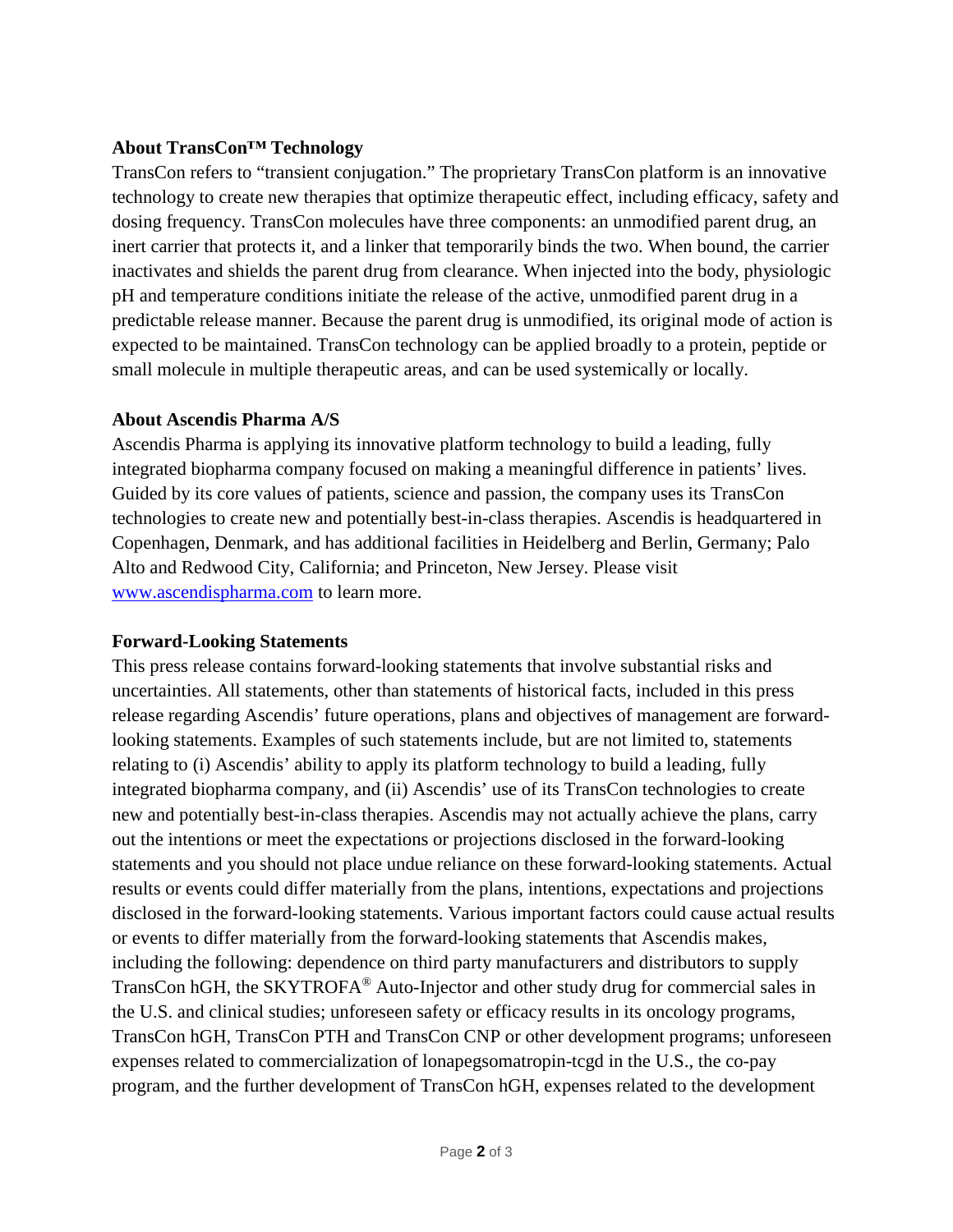**About TransCon™ Technology**

TransCon refers to "transient conjugation." The proprietary TransCon platform is an innovative technology to create new therapies that optimize therapeutic effect, including efficacy, safety and dosing frequency. TransCon molecules have three components: an unmodified parent drug, an inert carrier that protects it, and a linker that temporarily binds the two. When bound, the carrier inactivates and shields the parent drug from clearance. When injected into the body, physiologic pH and temperature conditions initiate the release of the active, unmodified parent drug in a predictable release manner. Because the parent drug is unmodified, its original mode of action is expected to be maintained. TransCon technology can be applied broadly to a protein, peptide or small molecule in multiple therapeutic areas, and can be used systemically or locally.

**About Ascendis Pharma A/S**

Ascendis Pharma is applying its innovative platform technology to build a leading, fully integrated biopharma company focused on making a meaningful difference in patients' lives. Guided by its core values of patients, science and passion, the company uses its TransCon technologies to create new and potentially best-in-class therapies. Ascendis is headquartered in Copenhagen, Denmark, and has additional facilities in Heidelberg and Berlin, Germany; Palo Alto and Redwood City, California; and Princeton, New Jersey. Please visit [www.ascendispharma.com](http://www.ascendispharma.com) to learn more.

**Forward-Looking Statements**

This press release contains forward-looking statements that involve substantial risks and uncertainties. All statements, other than statements of historical facts, included in this press release regarding Ascendis' future operations, plans and objectives of management are forward-looking statements. Examples of such statements include, but are not limited to, statements relating to (i) Ascendis' ability to apply its platform technology to build a leading, fully integrated biopharma company, and (ii) Ascendis' use of its TransCon technologies to create new and potentially best-in-class therapies. Ascendis may not actually achieve the plans, carry out the intentions or meet the expectations or projections disclosed in the forward-looking statements and you should not place undue reliance on these forward-looking statements. Actual results or events could differ materially from the plans, intentions, expectations and projections disclosed in the forward-looking statements. Various important factors could cause actual results or events to differ materially from the forward-looking statements that Ascendis makes, including the following: dependence on third party manufacturers and distributors to supply TransCon hGH, the SKYTROFA® Auto-Injector and other study drug for commercial sales in the U.S. and clinical studies; unforeseen safety or efficacy results in its oncology programs, TransCon hGH, TransCon PTH and TransCon CNP or other development programs; unforeseen expenses related to commercialization of lonapegsomatropin-tcgd in the U.S., the co-pay program, and the further development of TransCon hGH, expenses related to the development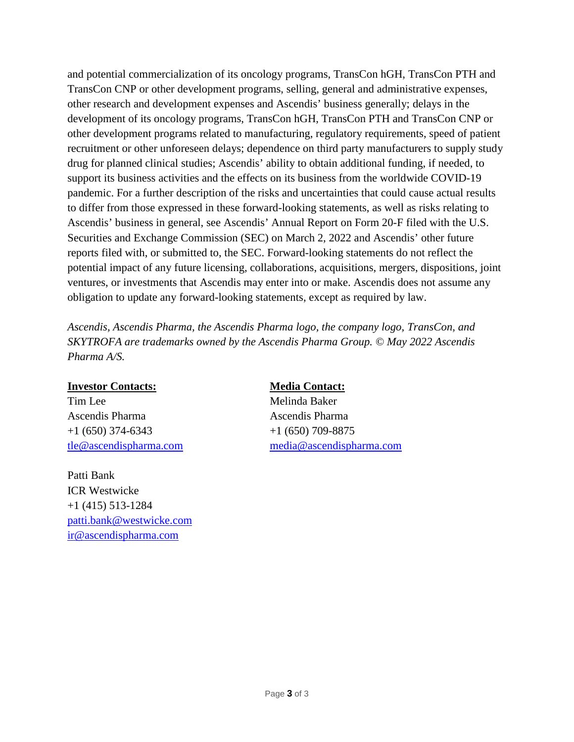and potential commercialization of its oncology programs, TransCon hGH, TransCon PTH and TransCon CNP or other development programs, selling, general and administrative expenses, other research and development expenses and Ascendis' business generally; delays in the development of its oncology programs, TransCon hGH, TransCon PTH and TransCon CNP or other development programs related to manufacturing, regulatory requirements, speed of patient recruitment or other unforeseen delays; dependence on third party manufacturers to supply study drug for planned clinical studies; Ascendis' ability to obtain additional funding, if needed, to support its business activities and the effects on its business from the worldwide COVID-19 pandemic. For a further description of the risks and uncertainties that could cause actual results to differ from those expressed in these forward-looking statements, as well as risks relating to Ascendis' business in general, see Ascendis' Annual Report on Form 20-F filed with the U.S. Securities and Exchange Commission (SEC) on March 2, 2022 and Ascendis' other future reports filed with, or submitted to, the SEC. Forward-looking statements do not reflect the potential impact of any future licensing, collaborations, acquisitions, mergers, dispositions, joint ventures, or investments that Ascendis may enter into or make. Ascendis does not assume any obligation to update any forward-looking statements, except as required by law.

*Ascendis, Ascendis Pharma, the Ascendis Pharma logo, the company logo, TransCon, and SKYTROFA are trademarks owned by the Ascendis Pharma Group. © May 2022 Ascendis Pharma A/S.*

**Investor Contacts:**
Tim Lee
Ascendis Pharma
+1 (650) 374-6343
tle@ascendispharma.com

Patti Bank
ICR Westwicke
+1 (415) 513-1284
patti.bank@westwicke.com
ir@ascendispharma.com

**Media Contact:**
Melinda Baker
Ascendis Pharma
+1 (650) 709-8875
media@ascendispharma.com